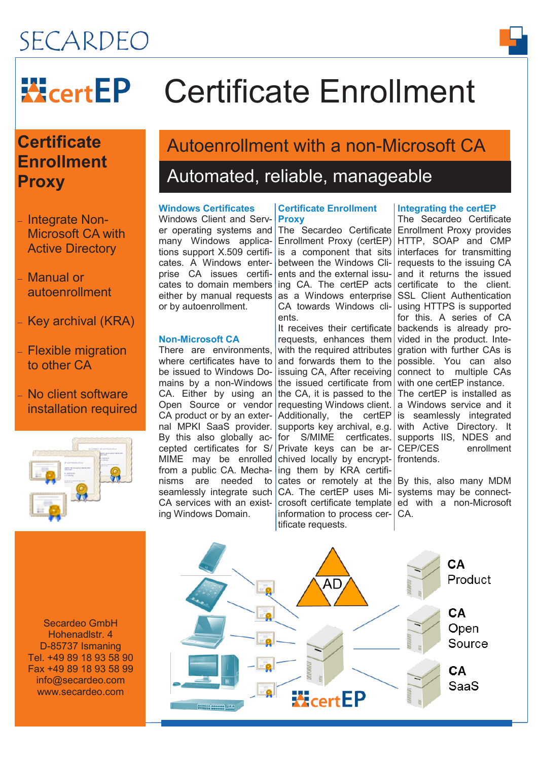SECARDEO

certEP

# Certificate Enrollment

## Certificate Enrollment Proxy

- Integrate Non-Microsoft CA with Active Directory
- Manual or autoenrollment
- Key archival (KRA)
- Flexible migration to other CA
- No client software installation required

## Autoenrollment with a non-Microsoft CA

### Automated, reliable, manageable

**Windows Certificates**

Windows Client and Server operating systems and many Windows applications support X.509 certificates. A Windows enterprise CA issues certificates to domain members either by manual requests or by autoenrollment.

**Non-Microsoft CA**

There are environments, where certificates have to be issued to Windows Domains by a non-Windows CA. Either by using an Open Source or vendor CA product or by an external MPKI SaaS provider. By this also globally accepted certificates for S/MIME may be enrolled from a public CA. Mechanisms are needed to seamlessly integrate such CA services with an existing Windows Domain.

**Certificate Enrollment Proxy**

The Secardeo Certificate Enrollment Proxy (certEP) is a component that sits between the Windows Clients and the external issuing CA. The certEP acts as a Windows enterprise CA towards Windows clients.

It receives their certificate requests, enhances them with the required attributes and forwards them to the issuing CA, After receiving the issued certificate from the CA, it is passed to the requesting Windows client. Additionally, the certEP supports key archival, e.g. for S/MIME certficates. Private keys can be archived locally by encrypting them by KRA certificates or remotely at the CA. The certEP uses Microsoft certificate template information to process certificate requests.

**Integrating the certEP**

The Secardeo Certificate Enrollment Proxy provides HTTP, SOAP and CMP interfaces for transmitting requests to the issuing CA and it returns the issued certificate to the client. SSL Client Authentication using HTTPS is supported for this. A series of CA backends is already provided in the product. Integration with further CAs is possible. You can also connect to multiple CAs with one certEP instance. The certEP is installed as a Windows service and it is seamlessly integrated with Active Directory. It supports IIS, NDES and CEP/CES enrollment frontends.

By this, also many MDM systems may be connected with a non-Microsoft CA.

AD

CA Product

CA Open Source

CA SaaS

certEP

Secardeo GmbH
Hohenadlstr. 4
D-85737 Ismaning
Tel. +49 89 18 93 58 90
Fax +49 89 18 93 58 99
info@secardeo.com
www.secardeo.com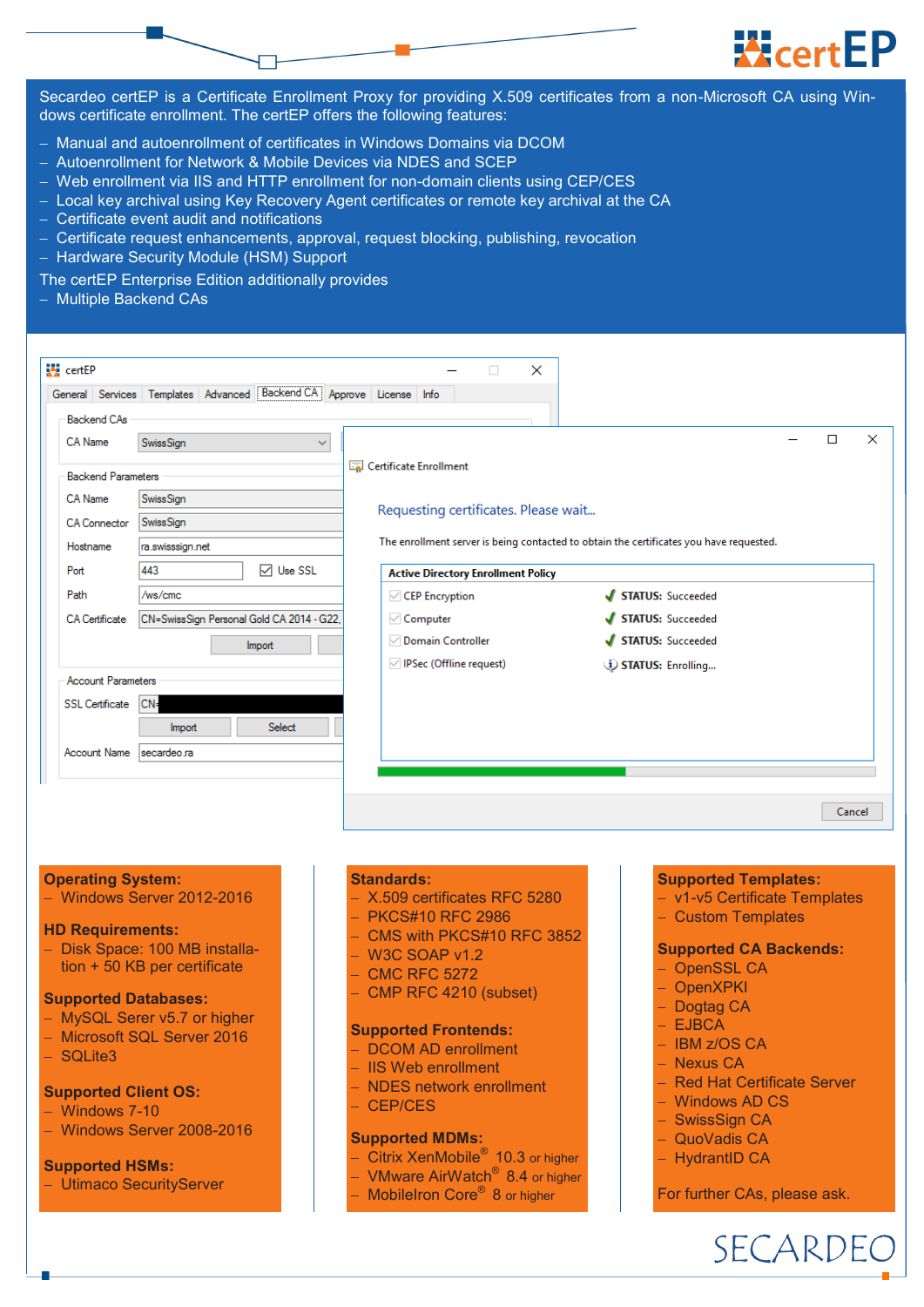Secardeo certEP is a Certificate Enrollment Proxy for providing X.509 certificates from a non-Microsoft CA using Windows certificate enrollment. The certEP offers the following features:

- Manual and autoenrollment of certificates in Windows Domains via DCOM
- Autoenrollment for Network & Mobile Devices via NDES and SCEP
- Web enrollment via IIS and HTTP enrollment for non-domain clients using CEP/CES
- Local key archival using Key Recovery Agent certificates or remote key archival at the CA
- Certificate event audit and notifications
- Certificate request enhancements, approval, request blocking, publishing, revocation
- Hardware Security Module (HSM) Support

The certEP Enterprise Edition additionally provides

- Multiple Backend CAs

certEP

General | Services | Templates | Advanced | Backend CA | Approve | License | Info

Backend CAs

CA Name: SwissSign

Backend Parameters

CA Name: SwissSign

CA Connector: SwissSign

Hostname: ra.swisssign.net

Port: 443 ☑ Use SSL

Path: /ws/cmc

CA Certificate: CN=SwissSign Personal Gold CA 2014 - G22,

Import

Account Parameters

SSL Certificate: CN=

Import | Select

Account Name: secardeo.ra

Certificate Enrollment

Requesting certificates. Please wait...

The enrollment server is being contacted to obtain the certificates you have requested.

Active Directory Enrollment Policy

| | |
|---|---|
| CEP Encryption | STATUS: Succeeded |
| Computer | STATUS: Succeeded |
| Domain Controller | STATUS: Succeeded |
| IPSec (Offline request) | STATUS: Enrolling... |

Cancel

**Operating System:**
- Windows Server 2012-2016

**HD Requirements:**
- Disk Space: 100 MB installation + 50 KB per certificate

**Supported Databases:**
- MySQL Serer v5.7 or higher
- Microsoft SQL Server 2016
- SQLite3

**Supported Client OS:**
- Windows 7-10
- Windows Server 2008-2016

**Supported HSMs:**
- Utimaco SecurityServer

**Standards:**
- X.509 certificates RFC 5280
- PKCS#10 RFC 2986
- CMS with PKCS#10 RFC 3852
- W3C SOAP v1.2
- CMC RFC 5272
- CMP RFC 4210 (subset)

**Supported Frontends:**
- DCOM AD enrollment
- IIS Web enrollment
- NDES network enrollment
- CEP/CES

**Supported MDMs:**
- Citrix XenMobile® 10.3 or higher
- VMware AirWatch® 8.4 or higher
- MobileIron Core® 8 or higher

**Supported Templates:**
- v1-v5 Certificate Templates
- Custom Templates

**Supported CA Backends:**
- OpenSSL CA
- OpenXPKI
- Dogtag CA
- EJBCA
- IBM z/OS CA
- Nexus CA
- Red Hat Certificate Server
- Windows AD CS
- SwissSign CA
- QuoVadis CA
- HydrantID CA

For further CAs, please ask.

SECARDEO